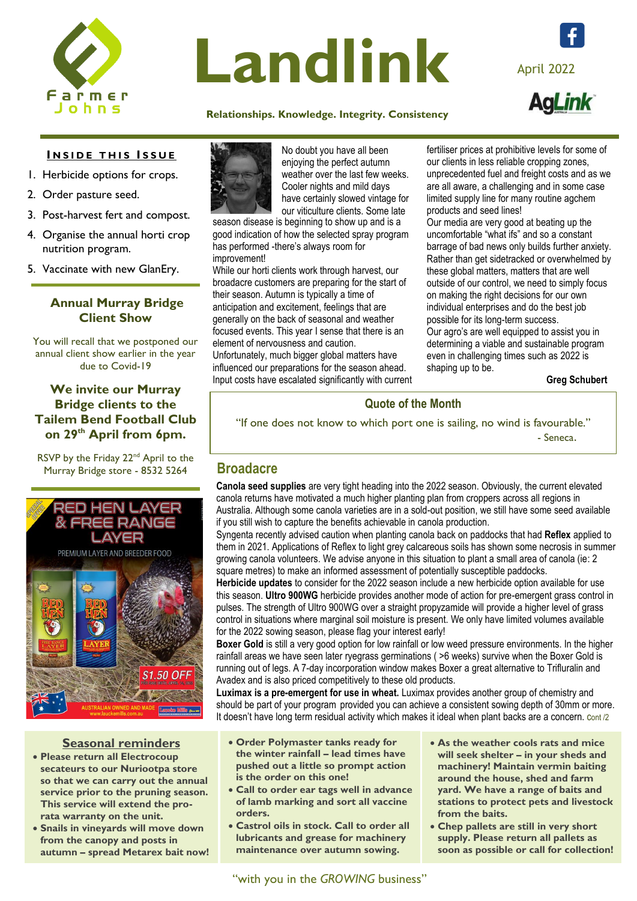# Landlink

April 2022

**Relationships. Knowledge. Integrity. Consistency**

## Inside this Issue

1. Herbicide options for crops.
2. Order pasture seed.
3. Post-harvest fert and compost.
4. Organise the annual horti crop nutrition program.
5. Vaccinate with new GlanEry.

No doubt you have all been enjoying the perfect autumn weather over the last few weeks. Cooler nights and mild days have certainly slowed vintage for our viticulture clients. Some late season disease is beginning to show up and is a good indication of how the selected spray program has performed -there's always room for improvement!

While our horti clients work through harvest, our broadacre customers are preparing for the start of their season. Autumn is typically a time of anticipation and excitement, feelings that are generally on the back of seasonal and weather focused events. This year I sense that there is an element of nervousness and caution.

Unfortunately, much bigger global matters have influenced our preparations for the season ahead. Input costs have escalated significantly with current fertiliser prices at prohibitive levels for some of our clients in less reliable cropping zones, unprecedented fuel and freight costs and as we are all aware, a challenging and in some case limited supply line for many routine agchem products and seed lines!

Our media are very good at beating up the uncomfortable "what ifs" and so a constant barrage of bad news only builds further anxiety. Rather than get sidetracked or overwhelmed by these global matters, matters that are well outside of our control, we need to simply focus on making the right decisions for our own individual enterprises and do the best job possible for its long-term success.

Our agro's are well equipped to assist you in determining a viable and sustainable program even in challenging times such as 2022 is shaping up to be.

**Greg Schubert**

## Annual Murray Bridge Client Show

You will recall that we postponed our annual client show earlier in the year due to Covid-19

**We invite our Murray Bridge clients to the Tailem Bend Football Club on 29th April from 6pm.**

RSVP by the Friday 22nd April to the Murray Bridge store - 8532 5264

### Quote of the Month

"If one does not know to which port one is sailing, no wind is favourable."

- Seneca.

## Broadacre

**Canola seed supplies** are very tight heading into the 2022 season. Obviously, the current elevated canola returns have motivated a much higher planting plan from croppers across all regions in Australia. Although some canola varieties are in a sold-out position, we still have some seed available if you still wish to capture the benefits achievable in canola production.

Syngenta recently advised caution when planting canola back on paddocks that had **Reflex** applied to them in 2021. Applications of Reflex to light grey calcareous soils has shown some necrosis in summer growing canola volunteers. We advise anyone in this situation to plant a small area of canola (ie: 2 square metres) to make an informed assessment of potentially susceptible paddocks.

**Herbicide updates** to consider for the 2022 season include a new herbicide option available for use this season. **Ultro 900WG** herbicide provides another mode of action for pre-emergent grass control in pulses. The strength of Ultro 900WG over a straight propyzamide will provide a higher level of grass control in situations where marginal soil moisture is present. We only have limited volumes available for the 2022 sowing season, please flag your interest early!

**Boxer Gold** is still a very good option for low rainfall or low weed pressure environments. In the higher rainfall areas we have seen later ryegrass germinations ( >6 weeks) survive when the Boxer Gold is running out of legs. A 7-day incorporation window makes Boxer a great alternative to Trifluralin and Avadex and is also priced competitively to these old products.

**Luximax is a pre-emergent for use in wheat.** Luximax provides another group of chemistry and should be part of your program provided you can achieve a consistent sowing depth of 30mm or more. It doesn't have long term residual activity which makes it ideal when plant backs are a concern. Cont /2

## Seasonal reminders

- **Please return all Electrocoup secateurs to our Nuriootpa store so that we can carry out the annual service prior to the pruning season. This service will extend the pro-rata warranty on the unit.**
- **Snails in vineyards will move down from the canopy and posts in autumn – spread Metarex bait now!**
- **Order Polymaster tanks ready for the winter rainfall – lead times have pushed out a little so prompt action is the order on this one!**
- **Call to order ear tags well in advance of lamb marking and sort all vaccine orders.**
- **Castrol oils in stock. Call to order all lubricants and grease for machinery maintenance over autumn sowing.**
- **As the weather cools rats and mice will seek shelter – in your sheds and machinery! Maintain vermin baiting around the house, shed and farm yard. We have a range of baits and stations to protect pets and livestock from the baits.**
- **Chep pallets are still in very short supply. Please return all pallets as soon as possible or call for collection!**

"with you in the *GROWING* business"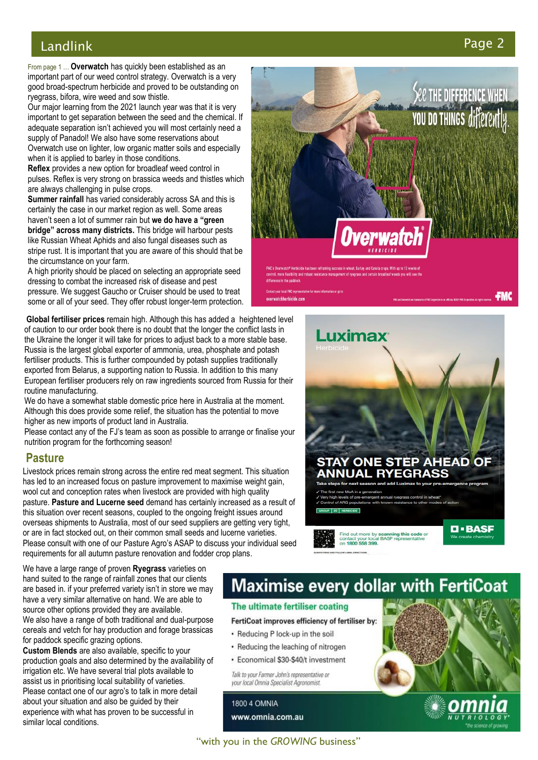From page 1 … **Overwatch** has quickly been established as an important part of our weed control strategy. Overwatch is a very good broad-spectrum herbicide and proved to be outstanding on ryegrass, bifora, wire weed and sow thistle.

Our major learning from the 2021 launch year was that it is very important to get separation between the seed and the chemical. If adequate separation isn't achieved you will most certainly need a supply of Panadol! We also have some reservations about Overwatch use on lighter, low organic matter soils and especially when it is applied to barley in those conditions.

**Reflex** provides a new option for broadleaf weed control in pulses. Reflex is very strong on brassica weeds and thistles which are always challenging in pulse crops.

**Summer rainfall** has varied considerably across SA and this is certainly the case in our market region as well. Some areas haven't seen a lot of summer rain but **we do have a "green bridge" across many districts.** This bridge will harbour pests like Russian Wheat Aphids and also fungal diseases such as stripe rust. It is important that you are aware of this should that be the circumstance on your farm.

A high priority should be placed on selecting an appropriate seed dressing to combat the increased risk of disease and pest pressure. We suggest Gaucho or Cruiser should be used to treat some or all of your seed. They offer robust longer-term protection.

**Global fertiliser prices** remain high. Although this has added a heightened level of caution to our order book there is no doubt that the longer the conflict lasts in the Ukraine the longer it will take for prices to adjust back to a more stable base. Russia is the largest global exporter of ammonia, urea, phosphate and potash fertiliser products. This is further compounded by potash supplies traditionally exported from Belarus, a supporting nation to Russia. In addition to this many European fertiliser producers rely on raw ingredients sourced from Russia for their routine manufacturing.

We do have a somewhat stable domestic price here in Australia at the moment. Although this does provide some relief, the situation has the potential to move higher as new imports of product land in Australia.

Please contact any of the FJ's team as soon as possible to arrange or finalise your nutrition program for the forthcoming season!

## Pasture

Livestock prices remain strong across the entire red meat segment. This situation has led to an increased focus on pasture improvement to maximise weight gain, wool cut and conception rates when livestock are provided with high quality pasture. **Pasture and Lucerne seed** demand has certainly increased as a result of this situation over recent seasons, coupled to the ongoing freight issues around overseas shipments to Australia, most of our seed suppliers are getting very tight, or are in fact stocked out, on their common small seeds and lucerne varieties. Please consult with one of our Pasture Agro's ASAP to discuss your individual seed requirements for all autumn pasture renovation and fodder crop plans.

We have a large range of proven **Ryegrass** varieties on hand suited to the range of rainfall zones that our clients are based in. if your preferred variety isn't in store we may have a very similar alternative on hand. We are able to source other options provided they are available.

We also have a range of both traditional and dual-purpose cereals and vetch for hay production and forage brassicas for paddock specific grazing options.

**Custom Blends** are also available, specific to your production goals and also determined by the availability of irrigation etc. We have several trial plots available to assist us in prioritising local suitability of varieties.

Please contact one of our agro's to talk in more detail about your situation and also be guided by their experience with what has proven to be successful in similar local conditions.

"with you in the *GROWING* business"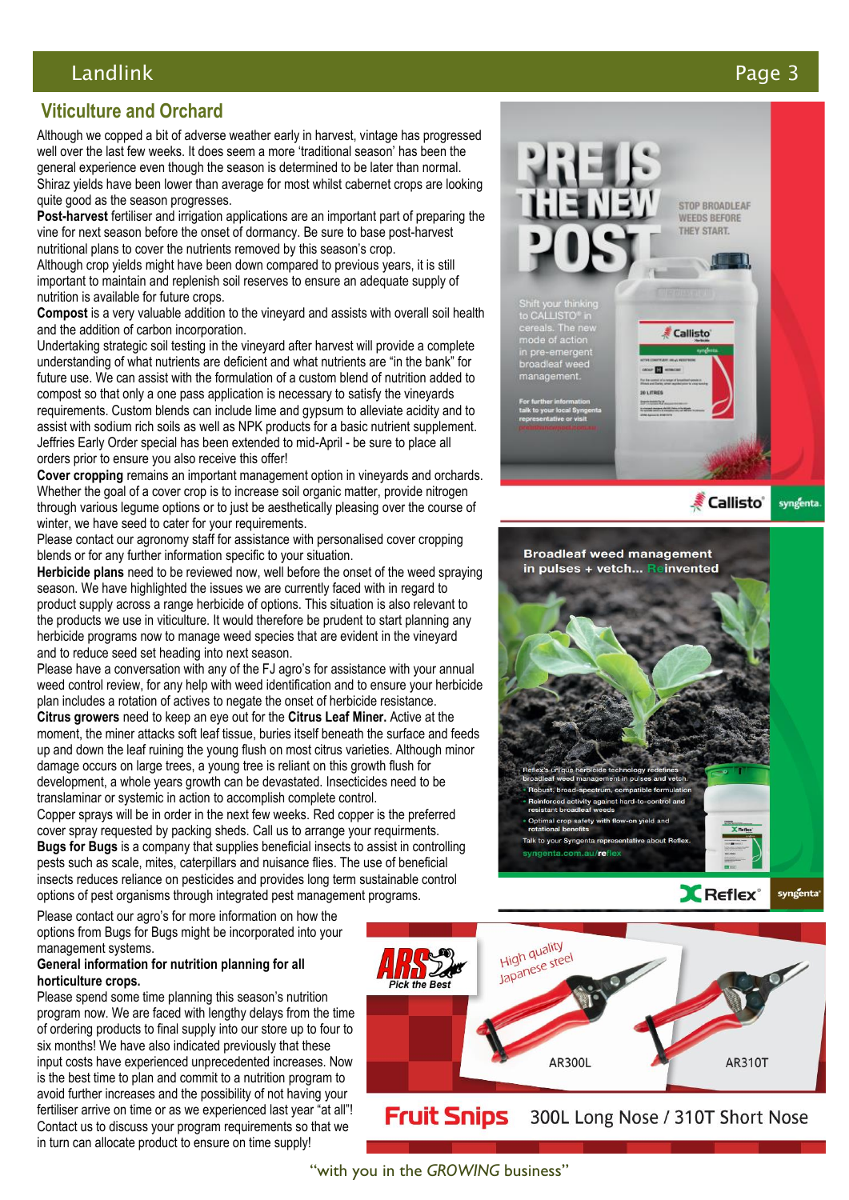## Viticulture and Orchard

Although we copped a bit of adverse weather early in harvest, vintage has progressed well over the last few weeks. It does seem a more 'traditional season' has been the general experience even though the season is determined to be later than normal. Shiraz yields have been lower than average for most whilst cabernet crops are looking quite good as the season progresses.

**Post-harvest** fertiliser and irrigation applications are an important part of preparing the vine for next season before the onset of dormancy. Be sure to base post-harvest nutritional plans to cover the nutrients removed by this season's crop.

Although crop yields might have been down compared to previous years, it is still important to maintain and replenish soil reserves to ensure an adequate supply of nutrition is available for future crops.

**Compost** is a very valuable addition to the vineyard and assists with overall soil health and the addition of carbon incorporation.

Undertaking strategic soil testing in the vineyard after harvest will provide a complete understanding of what nutrients are deficient and what nutrients are "in the bank" for future use. We can assist with the formulation of a custom blend of nutrition added to compost so that only a one pass application is necessary to satisfy the vineyards requirements. Custom blends can include lime and gypsum to alleviate acidity and to assist with sodium rich soils as well as NPK products for a basic nutrient supplement. Jeffries Early Order special has been extended to mid-April - be sure to place all orders prior to ensure you also receive this offer!

**Cover cropping** remains an important management option in vineyards and orchards. Whether the goal of a cover crop is to increase soil organic matter, provide nitrogen through various legume options or to just be aesthetically pleasing over the course of winter, we have seed to cater for your requirements.

Please contact our agronomy staff for assistance with personalised cover cropping blends or for any further information specific to your situation.

**Herbicide plans** need to be reviewed now, well before the onset of the weed spraying season. We have highlighted the issues we are currently faced with in regard to product supply across a range herbicide of options. This situation is also relevant to the products we use in viticulture. It would therefore be prudent to start planning any herbicide programs now to manage weed species that are evident in the vineyard and to reduce seed set heading into next season.

Please have a conversation with any of the FJ agro's for assistance with your annual weed control review, for any help with weed identification and to ensure your herbicide plan includes a rotation of actives to negate the onset of herbicide resistance.

**Citrus growers** need to keep an eye out for the **Citrus Leaf Miner.** Active at the moment, the miner attacks soft leaf tissue, buries itself beneath the surface and feeds up and down the leaf ruining the young flush on most citrus varieties. Although minor damage occurs on large trees, a young tree is reliant on this growth flush for development, a whole years growth can be devastated. Insecticides need to be translaminar or systemic in action to accomplish complete control.

Copper sprays will be in order in the next few weeks. Red copper is the preferred cover spray requested by packing sheds. Call us to arrange your requirments.

**Bugs for Bugs** is a company that supplies beneficial insects to assist in controlling pests such as scale, mites, caterpillars and nuisance flies. The use of beneficial insects reduces reliance on pesticides and provides long term sustainable control options of pest organisms through integrated pest management programs.

Please contact our agro's for more information on how the options from Bugs for Bugs might be incorporated into your management systems.

**General information for nutrition planning for all horticulture crops.**

Please spend some time planning this season's nutrition program now. We are faced with lengthy delays from the time of ordering products to final supply into our store up to four to six months! We have also indicated previously that these input costs have experienced unprecedented increases. Now is the best time to plan and commit to a nutrition program to avoid further increases and the possibility of not having your fertiliser arrive on time or as we experienced last year "at all"! Contact us to discuss your program requirements so that we in turn can allocate product to ensure on time supply!

PRE IS THE NEW POST

STOP BROADLEAF WEEDS BEFORE THEY START.

Shift your thinking to CALLISTO® in cereals. The new mode of action in pre-emergent broadleaf weed management.

For further information talk to your local Syngenta representative or visit

Callisto® syngenta.

Broadleaf weed management in pulses + vetch... Reinvented

Reflex's unique herbicide technology redefines broadleaf weed management in pulses and vetch.

- Robust, broad-spectrum, compatible formulation
- Reinforced activity against hard-to-control and resistant broadleaf weeds
- Optimal crop safety with flow-on yield and rotational benefits

Talk to your Syngenta representative about Reflex.

syngenta.com.au/reflex

Reflex® syngenta®

ARS Pick the Best

High quality Japanese steel

AR300L AR310T

Fruit Snips 300L Long Nose / 310T Short Nose

"with you in the *GROWING* business"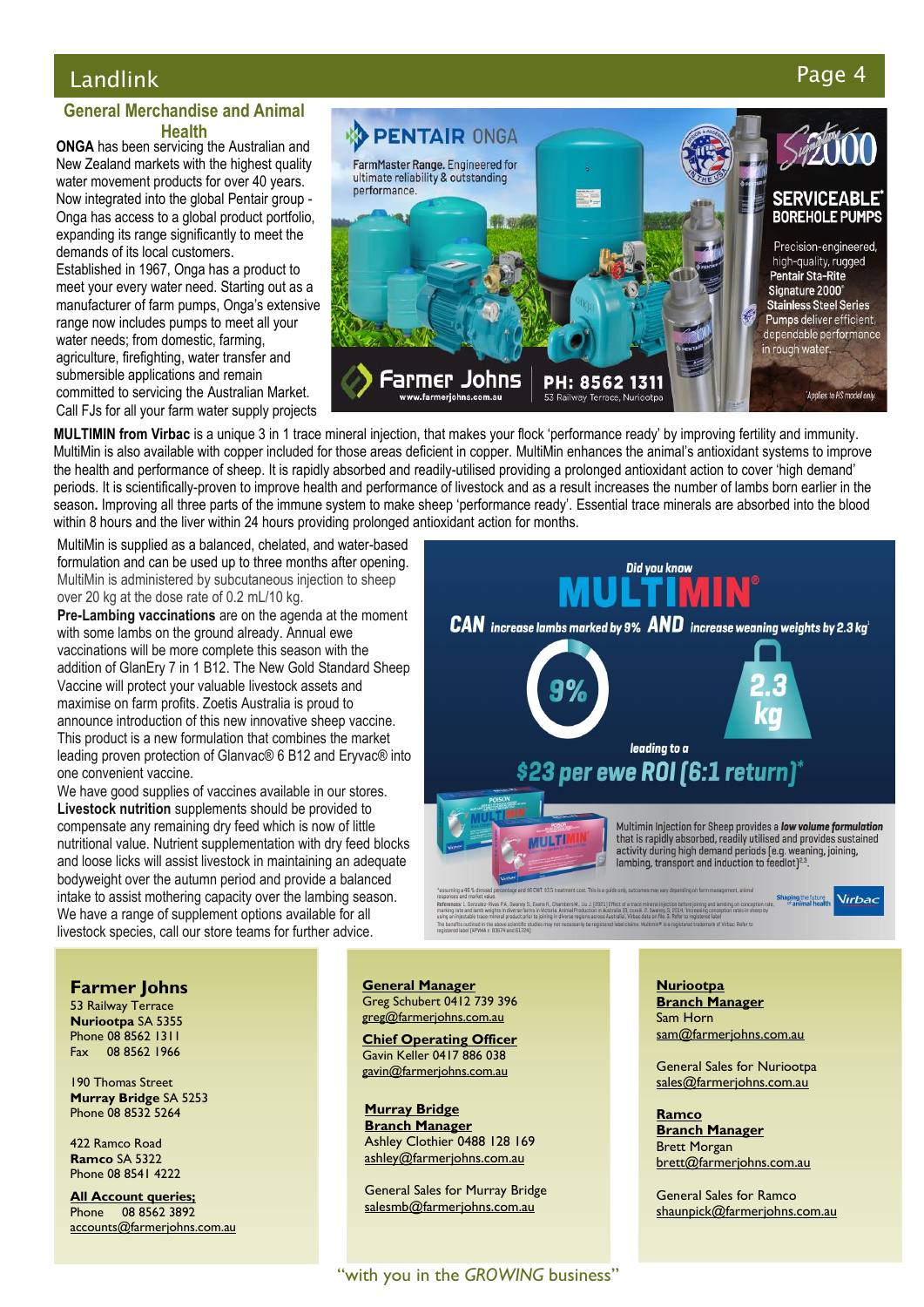## General Merchandise and Animal Health

**ONGA** has been servicing the Australian and New Zealand markets with the highest quality water movement products for over 40 years. Now integrated into the global Pentair group - Onga has access to a global product portfolio, expanding its range significantly to meet the demands of its local customers.
Established in 1967, Onga has a product to meet your every water need. Starting out as a manufacturer of farm pumps, Onga's extensive range now includes pumps to meet all your water needs; from domestic, farming, agriculture, firefighting, water transfer and submersible applications and remain committed to servicing the Australian Market. Call FJs for all your farm water supply projects

PENTAIR ONGA

FarmMaster Range. Engineered for ultimate reliability & outstanding performance.

Signature 2000

SERVICEABLE* BOREHOLE PUMPS

Precision-engineered, high-quality, rugged Pentair Sta-Rite Signature 2000* Stainless Steel Series Pumps deliver efficient, dependable performance in rough water.

*Applies to RS model only.

Farmer Johns www.farmerjohns.com.au | PH: 8562 1311 53 Railway Terrace, Nuriootpa

**MULTIMIN from Virbac** is a unique 3 in 1 trace mineral injection, that makes your flock 'performance ready' by improving fertility and immunity. MultiMin is also available with copper included for those areas deficient in copper. MultiMin enhances the animal's antioxidant systems to improve the health and performance of sheep. It is rapidly absorbed and readily-utilised providing a prolonged antioxidant action to cover 'high demand' periods. It is scientifically-proven to improve health and performance of livestock and as a result increases the number of lambs born earlier in the season**.** Improving all three parts of the immune system to make sheep 'performance ready'. Essential trace minerals are absorbed into the blood within 8 hours and the liver within 24 hours providing prolonged antioxidant action for months.

MultiMin is supplied as a balanced, chelated, and water-based formulation and can be used up to three months after opening. MultiMin is administered by subcutaneous injection to sheep over 20 kg at the dose rate of 0.2 mL/10 kg.

**Pre-Lambing vaccinations** are on the agenda at the moment with some lambs on the ground already. Annual ewe vaccinations will be more complete this season with the addition of GlanEry 7 in 1 B12. The New Gold Standard Sheep Vaccine will protect your valuable livestock assets and maximise on farm profits. Zoetis Australia is proud to announce introduction of this new innovative sheep vaccine. This product is a new formulation that combines the market leading proven protection of Glanvac® 6 B12 and Eryvac® into one convenient vaccine.

We have good supplies of vaccines available in our stores.

**Livestock nutrition** supplements should be provided to compensate any remaining dry feed which is now of little nutritional value. Nutrient supplementation with dry feed blocks and loose licks will assist livestock in maintaining an adequate bodyweight over the autumn period and provide a balanced intake to assist mothering capacity over the lambing season. We have a range of supplement options available for all livestock species, call our store teams for further advice.

Did you know MULTIMIN®

CAN increase lambs marked by 9% AND increase weaning weights by 2.3 kg[1]

9%

2.3 kg

leading to a

$23 per ewe ROI (6:1 return)*

Multimin Injection for Sheep provides a *low volume formulation* that is rapidly absorbed, readily utilised and provides sustained activity during high demand periods (e.g. weaning, joining, lambing, transport and induction to feedlot)[2,3].

Shaping the future of animal health | Virbac

---

**Farmer Johns**
53 Railway Terrace
**Nuriootpa** SA 5355
Phone 08 8562 1311
Fax 08 8562 1966

190 Thomas Street
**Murray Bridge** SA 5253
Phone 08 8532 5264

422 Ramco Road
**Ramco** SA 5322
Phone 08 8541 4222

**All Account queries;**
Phone 08 8562 3892
accounts@farmerjohns.com.au

**General Manager**
Greg Schubert 0412 739 396
greg@farmerjohns.com.au

**Chief Operating Officer**
Gavin Keller 0417 886 038
gavin@farmerjohns.com.au

**Murray Bridge**
**Branch Manager**
Ashley Clothier 0488 128 169
ashley@farmerjohns.com.au

General Sales for Murray Bridge
salesmb@farmerjohns.com.au

**Nuriootpa**
**Branch Manager**
Sam Horn
sam@farmerjohns.com.au

General Sales for Nuriootpa
sales@farmerjohns.com.au

**Ramco**
**Branch Manager**
Brett Morgan
brett@farmerjohns.com.au

General Sales for Ramco
shaunpick@farmerjohns.com.au

"with you in the *GROWING* business"